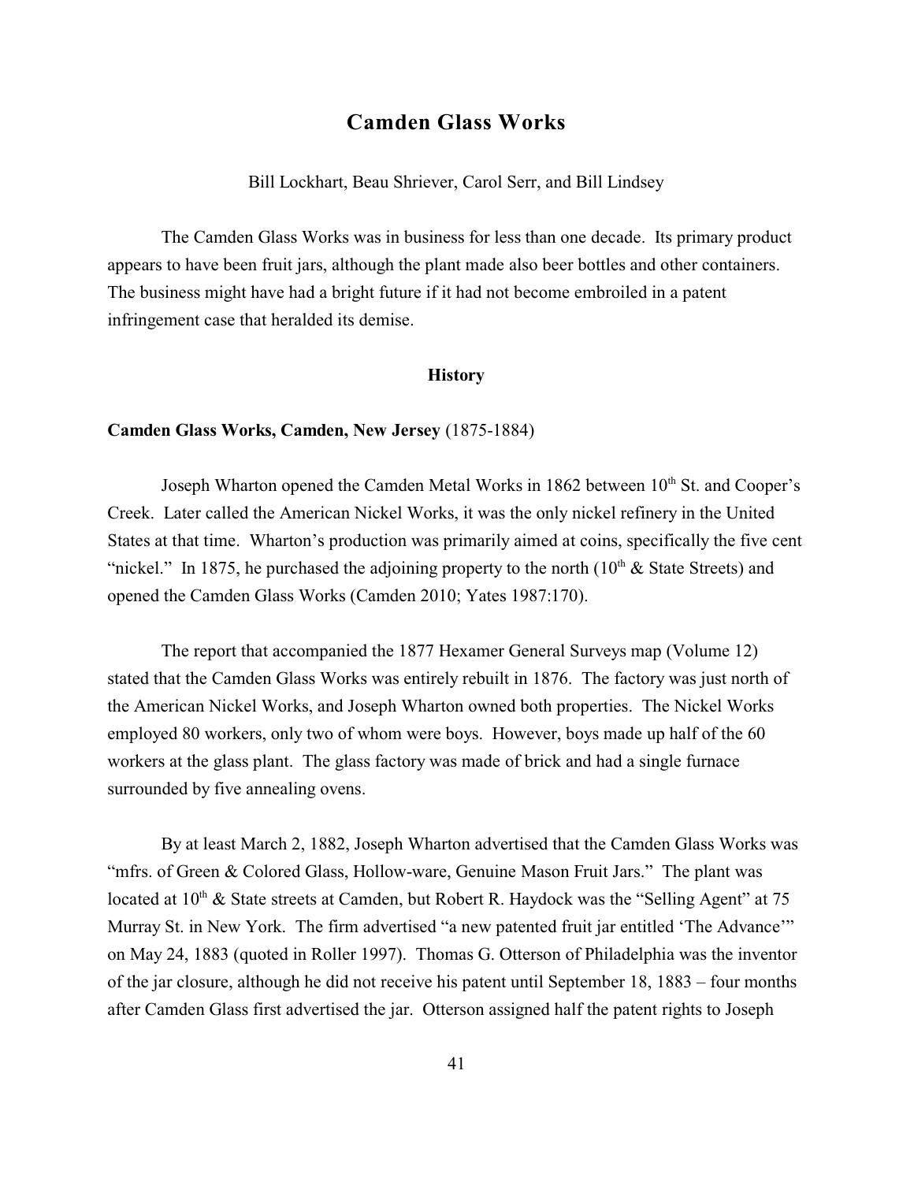# Camden Glass Works

Bill Lockhart, Beau Shriever, Carol Serr, and Bill Lindsey

The Camden Glass Works was in business for less than one decade. Its primary product appears to have been fruit jars, although the plant made also beer bottles and other containers. The business might have had a bright future if it had not become embroiled in a patent infringement case that heralded its demise.

## History

**Camden Glass Works, Camden, New Jersey** (1875-1884)

Joseph Wharton opened the Camden Metal Works in 1862 between 10th St. and Cooper's Creek. Later called the American Nickel Works, it was the only nickel refinery in the United States at that time. Wharton's production was primarily aimed at coins, specifically the five cent "nickel." In 1875, he purchased the adjoining property to the north (10th & State Streets) and opened the Camden Glass Works (Camden 2010; Yates 1987:170).

The report that accompanied the 1877 Hexamer General Surveys map (Volume 12) stated that the Camden Glass Works was entirely rebuilt in 1876. The factory was just north of the American Nickel Works, and Joseph Wharton owned both properties. The Nickel Works employed 80 workers, only two of whom were boys. However, boys made up half of the 60 workers at the glass plant. The glass factory was made of brick and had a single furnace surrounded by five annealing ovens.

By at least March 2, 1882, Joseph Wharton advertised that the Camden Glass Works was "mfrs. of Green & Colored Glass, Hollow-ware, Genuine Mason Fruit Jars." The plant was located at 10th & State streets at Camden, but Robert R. Haydock was the "Selling Agent" at 75 Murray St. in New York. The firm advertised "a new patented fruit jar entitled 'The Advance'" on May 24, 1883 (quoted in Roller 1997). Thomas G. Otterson of Philadelphia was the inventor of the jar closure, although he did not receive his patent until September 18, 1883 – four months after Camden Glass first advertised the jar. Otterson assigned half the patent rights to Joseph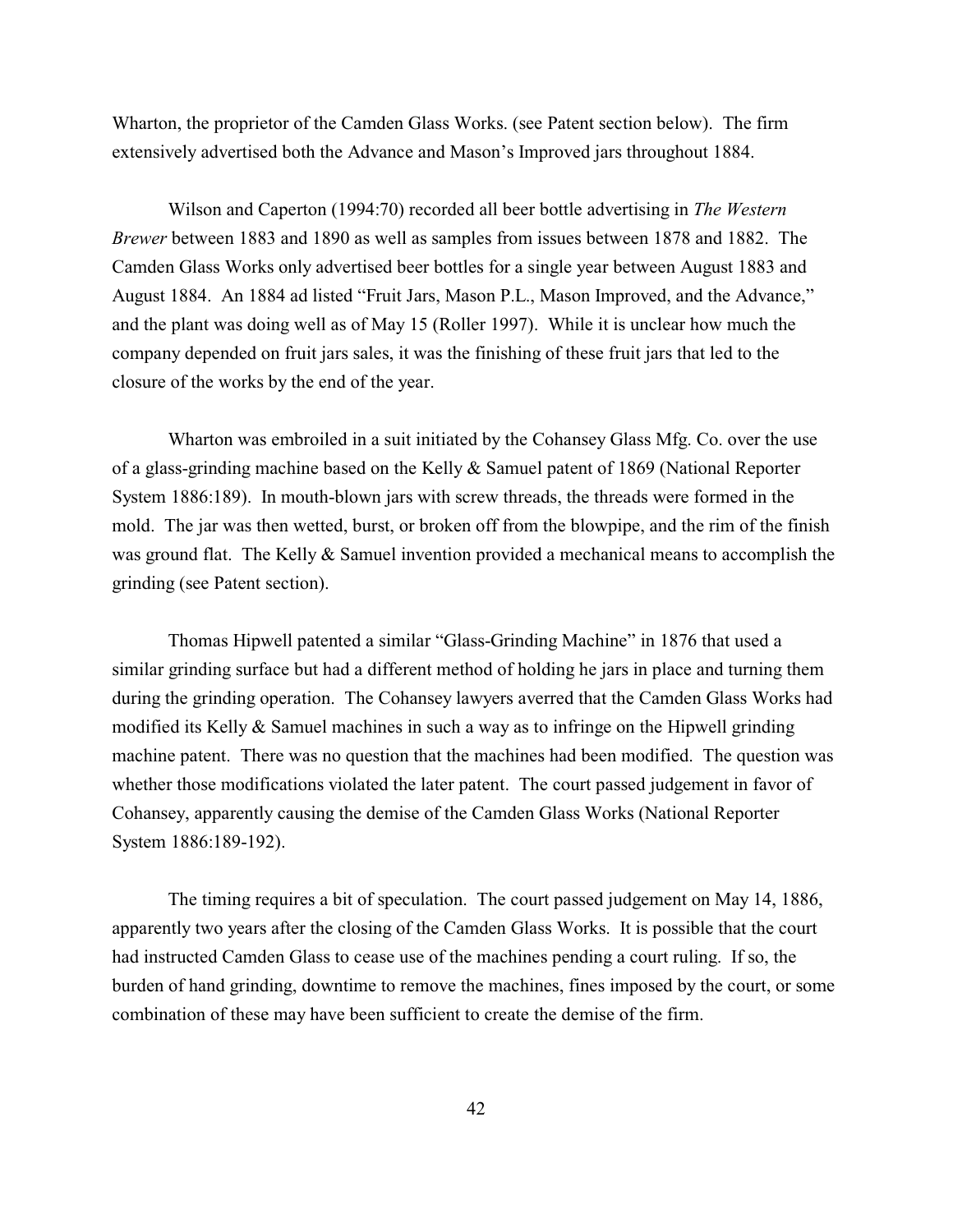Wharton, the proprietor of the Camden Glass Works. (see Patent section below). The firm extensively advertised both the Advance and Mason's Improved jars throughout 1884.

Wilson and Caperton (1994:70) recorded all beer bottle advertising in *The Western Brewer* between 1883 and 1890 as well as samples from issues between 1878 and 1882. The Camden Glass Works only advertised beer bottles for a single year between August 1883 and August 1884. An 1884 ad listed "Fruit Jars, Mason P.L., Mason Improved, and the Advance," and the plant was doing well as of May 15 (Roller 1997). While it is unclear how much the company depended on fruit jars sales, it was the finishing of these fruit jars that led to the closure of the works by the end of the year.

Wharton was embroiled in a suit initiated by the Cohansey Glass Mfg. Co. over the use of a glass-grinding machine based on the Kelly & Samuel patent of 1869 (National Reporter System 1886:189). In mouth-blown jars with screw threads, the threads were formed in the mold. The jar was then wetted, burst, or broken off from the blowpipe, and the rim of the finish was ground flat. The Kelly & Samuel invention provided a mechanical means to accomplish the grinding (see Patent section).

Thomas Hipwell patented a similar "Glass-Grinding Machine" in 1876 that used a similar grinding surface but had a different method of holding he jars in place and turning them during the grinding operation. The Cohansey lawyers averred that the Camden Glass Works had modified its Kelly & Samuel machines in such a way as to infringe on the Hipwell grinding machine patent. There was no question that the machines had been modified. The question was whether those modifications violated the later patent. The court passed judgement in favor of Cohansey, apparently causing the demise of the Camden Glass Works (National Reporter System 1886:189-192).

The timing requires a bit of speculation. The court passed judgement on May 14, 1886, apparently two years after the closing of the Camden Glass Works. It is possible that the court had instructed Camden Glass to cease use of the machines pending a court ruling. If so, the burden of hand grinding, downtime to remove the machines, fines imposed by the court, or some combination of these may have been sufficient to create the demise of the firm.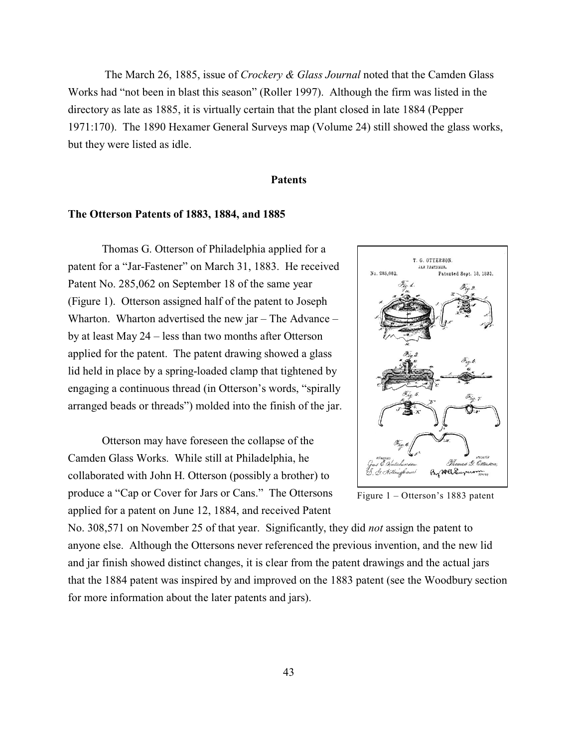The March 26, 1885, issue of *Crockery & Glass Journal* noted that the Camden Glass Works had "not been in blast this season" (Roller 1997). Although the firm was listed in the directory as late as 1885, it is virtually certain that the plant closed in late 1884 (Pepper 1971:170). The 1890 Hexamer General Surveys map (Volume 24) still showed the glass works, but they were listed as idle.

## Patents

### The Otterson Patents of 1883, 1884, and 1885

Thomas G. Otterson of Philadelphia applied for a patent for a "Jar-Fastener" on March 31, 1883. He received Patent No. 285,062 on September 18 of the same year (Figure 1). Otterson assigned half of the patent to Joseph Wharton. Wharton advertised the new jar – The Advance – by at least May 24 – less than two months after Otterson applied for the patent. The patent drawing showed a glass lid held in place by a spring-loaded clamp that tightened by engaging a continuous thread (in Otterson's words, "spirally arranged beads or threads") molded into the finish of the jar.

Figure 1 – Otterson's 1883 patent

Otterson may have foreseen the collapse of the Camden Glass Works. While still at Philadelphia, he collaborated with John H. Otterson (possibly a brother) to produce a "Cap or Cover for Jars or Cans." The Ottersons applied for a patent on June 12, 1884, and received Patent No. 308,571 on November 25 of that year. Significantly, they did *not* assign the patent to anyone else. Although the Ottersons never referenced the previous invention, and the new lid and jar finish showed distinct changes, it is clear from the patent drawings and the actual jars that the 1884 patent was inspired by and improved on the 1883 patent (see the Woodbury section for more information about the later patents and jars).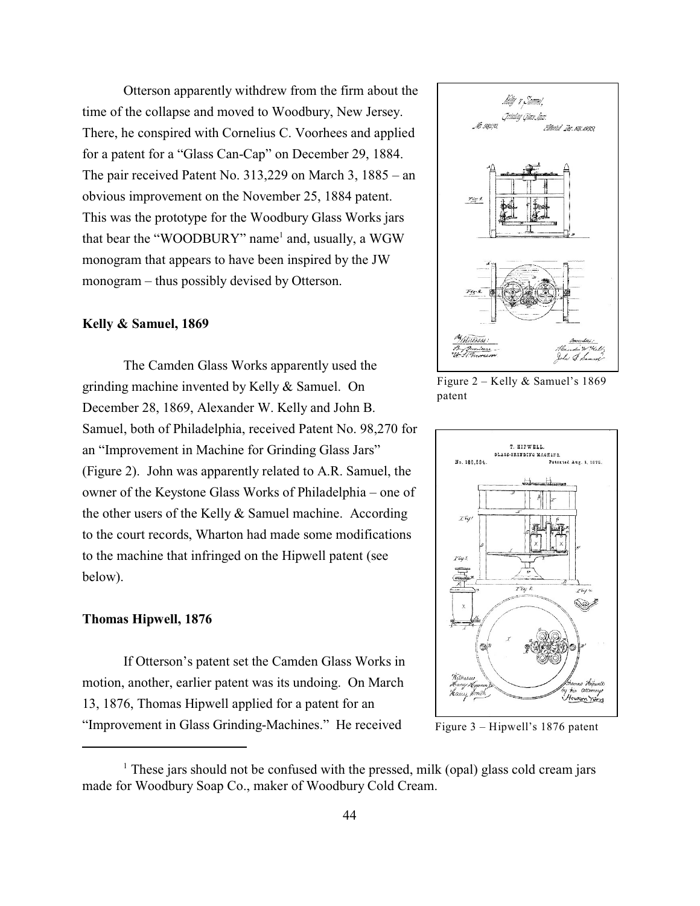Otterson apparently withdrew from the firm about the time of the collapse and moved to Woodbury, New Jersey. There, he conspired with Cornelius C. Voorhees and applied for a patent for a "Glass Can-Cap" on December 29, 1884. The pair received Patent No. 313,229 on March 3, 1885 – an obvious improvement on the November 25, 1884 patent. This was the prototype for the Woodbury Glass Works jars that bear the "WOODBURY" name[1] and, usually, a WGW monogram that appears to have been inspired by the JW monogram – thus possibly devised by Otterson.

**Kelly & Samuel, 1869**

The Camden Glass Works apparently used the grinding machine invented by Kelly & Samuel. On December 28, 1869, Alexander W. Kelly and John B. Samuel, both of Philadelphia, received Patent No. 98,270 for an "Improvement in Machine for Grinding Glass Jars" (Figure 2). John was apparently related to A.R. Samuel, the owner of the Keystone Glass Works of Philadelphia – one of the other users of the Kelly & Samuel machine. According to the court records, Wharton had made some modifications to the machine that infringed on the Hipwell patent (see below).

Figure 2 – Kelly & Samuel's 1869 patent

**Thomas Hipwell, 1876**

If Otterson's patent set the Camden Glass Works in motion, another, earlier patent was its undoing. On March 13, 1876, Thomas Hipwell applied for a patent for an "Improvement in Glass Grinding-Machines." He received

Figure 3 – Hipwell's 1876 patent

[1] These jars should not be confused with the pressed, milk (opal) glass cold cream jars made for Woodbury Soap Co., maker of Woodbury Cold Cream.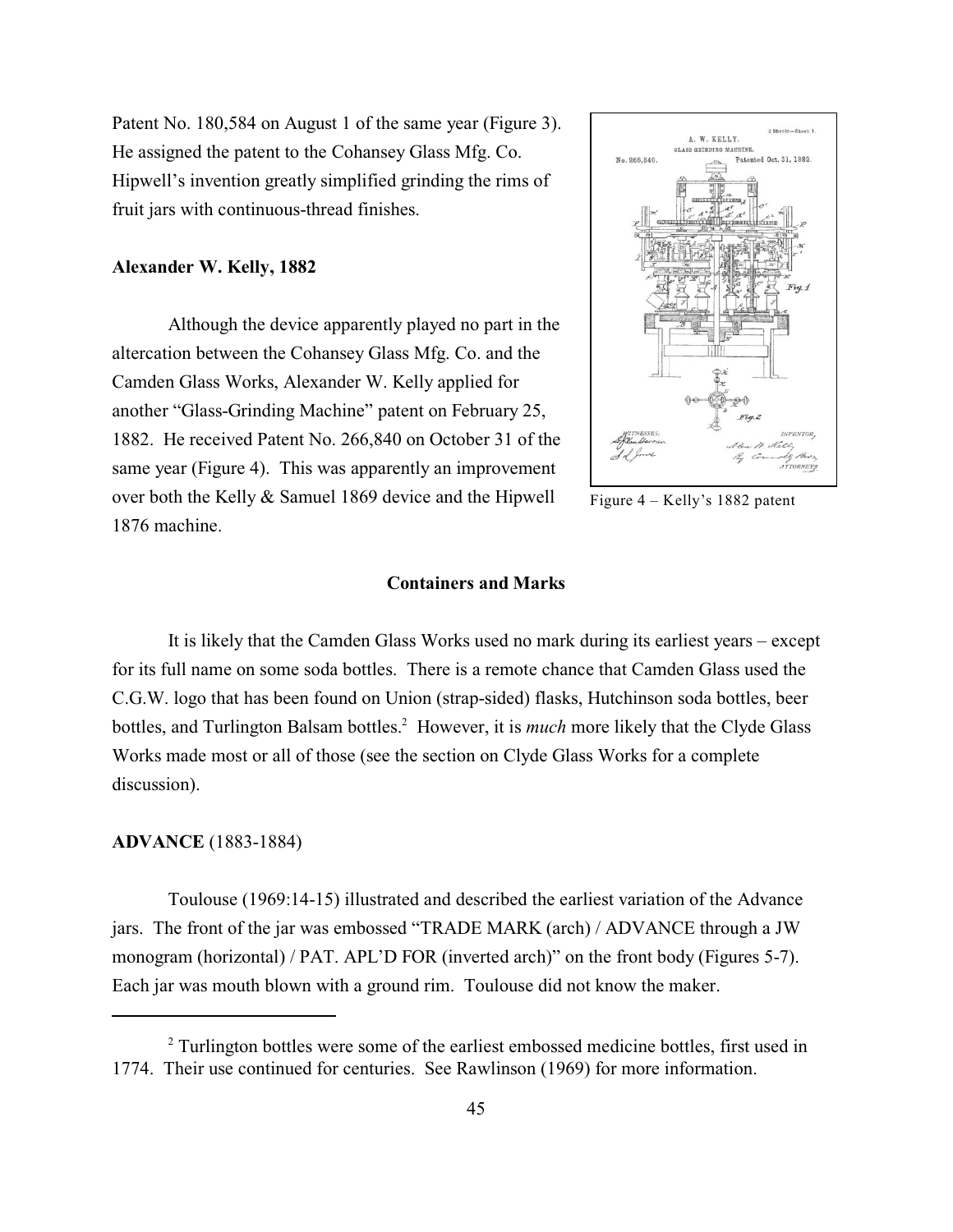Patent No. 180,584 on August 1 of the same year (Figure 3). He assigned the patent to the Cohansey Glass Mfg. Co. Hipwell's invention greatly simplified grinding the rims of fruit jars with continuous-thread finishes.

### Alexander W. Kelly, 1882

Although the device apparently played no part in the altercation between the Cohansey Glass Mfg. Co. and the Camden Glass Works, Alexander W. Kelly applied for another "Glass-Grinding Machine" patent on February 25, 1882. He received Patent No. 266,840 on October 31 of the same year (Figure 4). This was apparently an improvement over both the Kelly & Samuel 1869 device and the Hipwell 1876 machine.

Figure 4 – Kelly's 1882 patent

## Containers and Marks

It is likely that the Camden Glass Works used no mark during its earliest years – except for its full name on some soda bottles. There is a remote chance that Camden Glass used the C.G.W. logo that has been found on Union (strap-sided) flasks, Hutchinson soda bottles, beer bottles, and Turlington Balsam bottles.[2] However, it is *much* more likely that the Clyde Glass Works made most or all of those (see the section on Clyde Glass Works for a complete discussion).

### ADVANCE (1883-1884)

Toulouse (1969:14-15) illustrated and described the earliest variation of the Advance jars. The front of the jar was embossed "TRADE MARK (arch) / ADVANCE through a JW monogram (horizontal) / PAT. APL'D FOR (inverted arch)" on the front body (Figures 5-7). Each jar was mouth blown with a ground rim. Toulouse did not know the maker.

---

[2] Turlington bottles were some of the earliest embossed medicine bottles, first used in 1774. Their use continued for centuries. See Rawlinson (1969) for more information.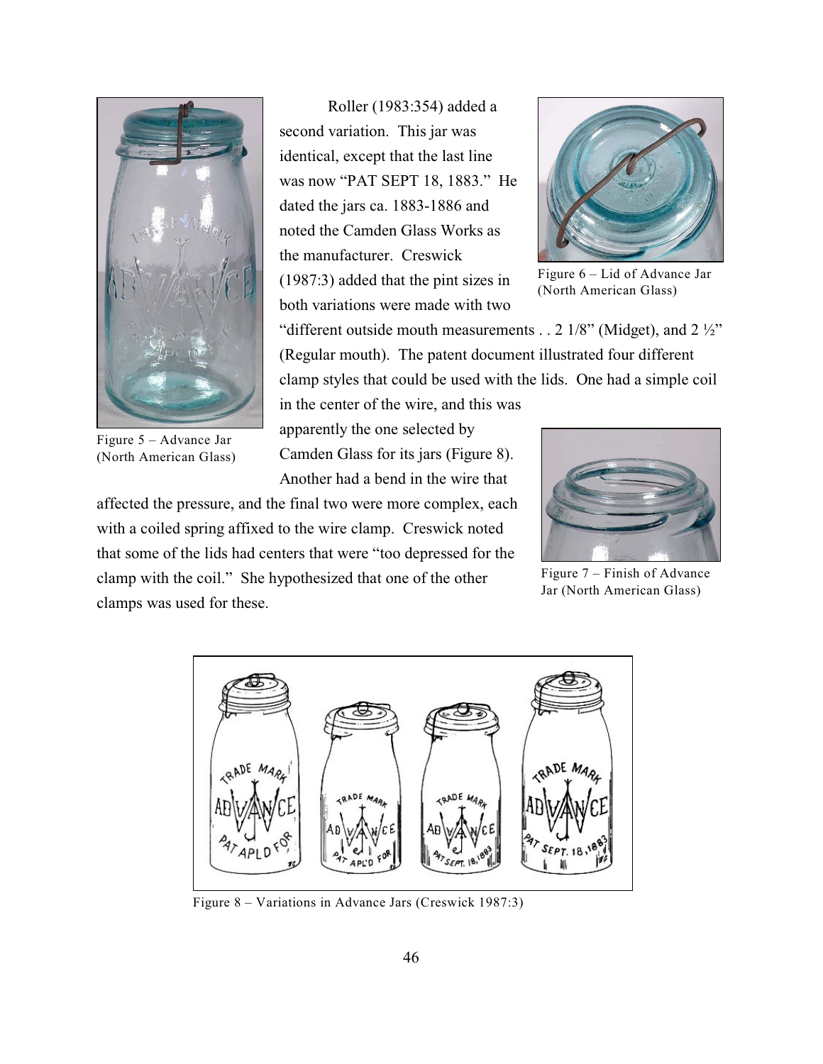Roller (1983:354) added a second variation. This jar was identical, except that the last line was now "PAT SEPT 18, 1883." He dated the jars ca. 1883-1886 and noted the Camden Glass Works as the manufacturer. Creswick (1987:3) added that the pint sizes in both variations were made with two "different outside mouth measurements . . 2 1/8" (Midget), and 2 ½" (Regular mouth). The patent document illustrated four different clamp styles that could be used with the lids. One had a simple coil in the center of the wire, and this was apparently the one selected by Camden Glass for its jars (Figure 8). Another had a bend in the wire that affected the pressure, and the final two were more complex, each with a coiled spring affixed to the wire clamp. Creswick noted that some of the lids had centers that were "too depressed for the clamp with the coil." She hypothesized that one of the other clamps was used for these.

Figure 5 – Advance Jar (North American Glass)

Figure 6 – Lid of Advance Jar (North American Glass)

Figure 7 – Finish of Advance Jar (North American Glass)

Figure 8 – Variations in Advance Jars (Creswick 1987:3)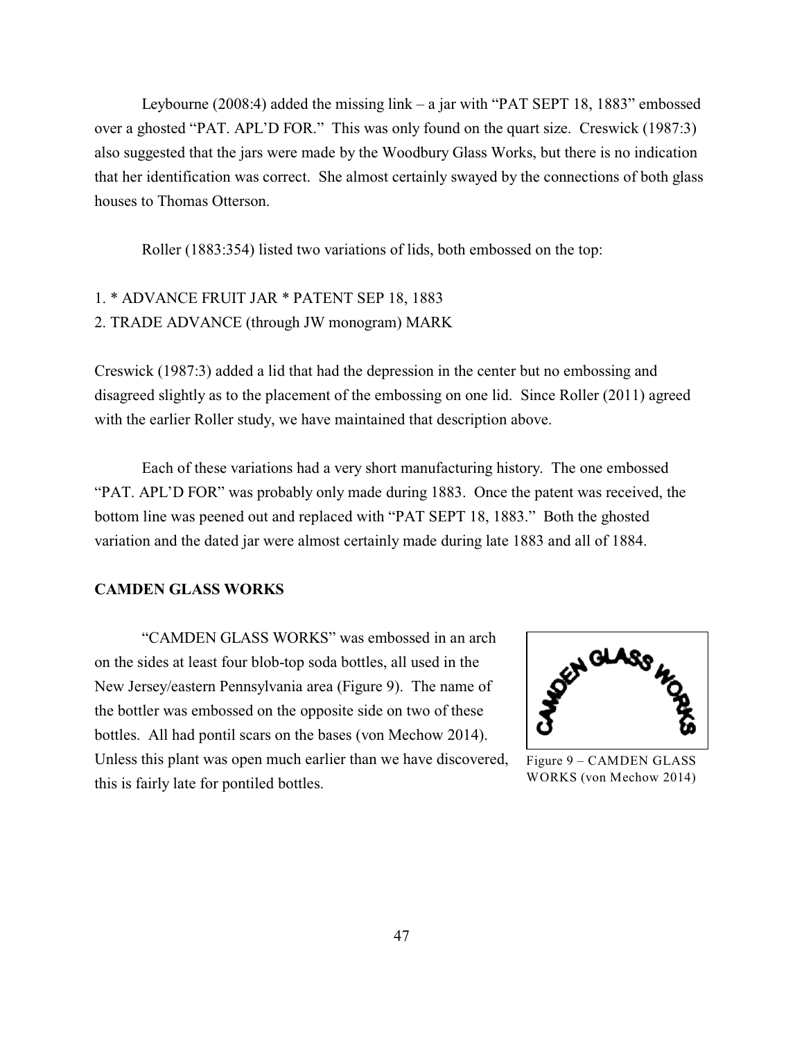Leybourne (2008:4) added the missing link – a jar with "PAT SEPT 18, 1883" embossed over a ghosted "PAT. APL'D FOR." This was only found on the quart size. Creswick (1987:3) also suggested that the jars were made by the Woodbury Glass Works, but there is no indication that her identification was correct. She almost certainly swayed by the connections of both glass houses to Thomas Otterson.

Roller (1883:354) listed two variations of lids, both embossed on the top:

1. * ADVANCE FRUIT JAR * PATENT SEP 18, 1883
2. TRADE ADVANCE (through JW monogram) MARK

Creswick (1987:3) added a lid that had the depression in the center but no embossing and disagreed slightly as to the placement of the embossing on one lid. Since Roller (2011) agreed with the earlier Roller study, we have maintained that description above.

Each of these variations had a very short manufacturing history. The one embossed "PAT. APL'D FOR" was probably only made during 1883. Once the patent was received, the bottom line was peened out and replaced with "PAT SEPT 18, 1883." Both the ghosted variation and the dated jar were almost certainly made during late 1883 and all of 1884.

**CAMDEN GLASS WORKS**

"CAMDEN GLASS WORKS" was embossed in an arch on the sides at least four blob-top soda bottles, all used in the New Jersey/eastern Pennsylvania area (Figure 9). The name of the bottler was embossed on the opposite side on two of these bottles. All had pontil scars on the bases (von Mechow 2014). Unless this plant was open much earlier than we have discovered, this is fairly late for pontiled bottles.

Figure 9 – CAMDEN GLASS WORKS (von Mechow 2014)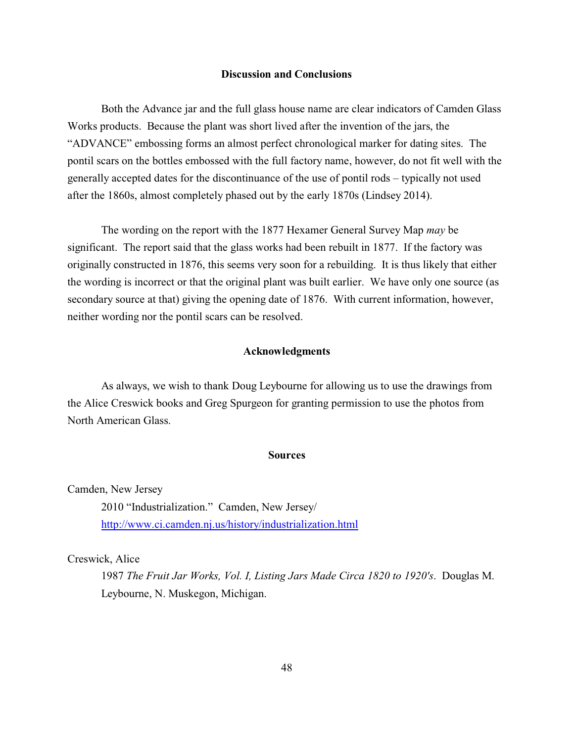## Discussion and Conclusions

Both the Advance jar and the full glass house name are clear indicators of Camden Glass Works products. Because the plant was short lived after the invention of the jars, the "ADVANCE" embossing forms an almost perfect chronological marker for dating sites. The pontil scars on the bottles embossed with the full factory name, however, do not fit well with the generally accepted dates for the discontinuance of the use of pontil rods – typically not used after the 1860s, almost completely phased out by the early 1870s (Lindsey 2014).

The wording on the report with the 1877 Hexamer General Survey Map *may* be significant. The report said that the glass works had been rebuilt in 1877. If the factory was originally constructed in 1876, this seems very soon for a rebuilding. It is thus likely that either the wording is incorrect or that the original plant was built earlier. We have only one source (as secondary source at that) giving the opening date of 1876. With current information, however, neither wording nor the pontil scars can be resolved.

## Acknowledgments

As always, we wish to thank Doug Leybourne for allowing us to use the drawings from the Alice Creswick books and Greg Spurgeon for granting permission to use the photos from North American Glass.

## Sources

Camden, New Jersey

2010 "Industrialization." Camden, New Jersey/ http://www.ci.camden.nj.us/history/industrialization.html

Creswick, Alice

1987 *The Fruit Jar Works, Vol. I, Listing Jars Made Circa 1820 to 1920's*. Douglas M. Leybourne, N. Muskegon, Michigan.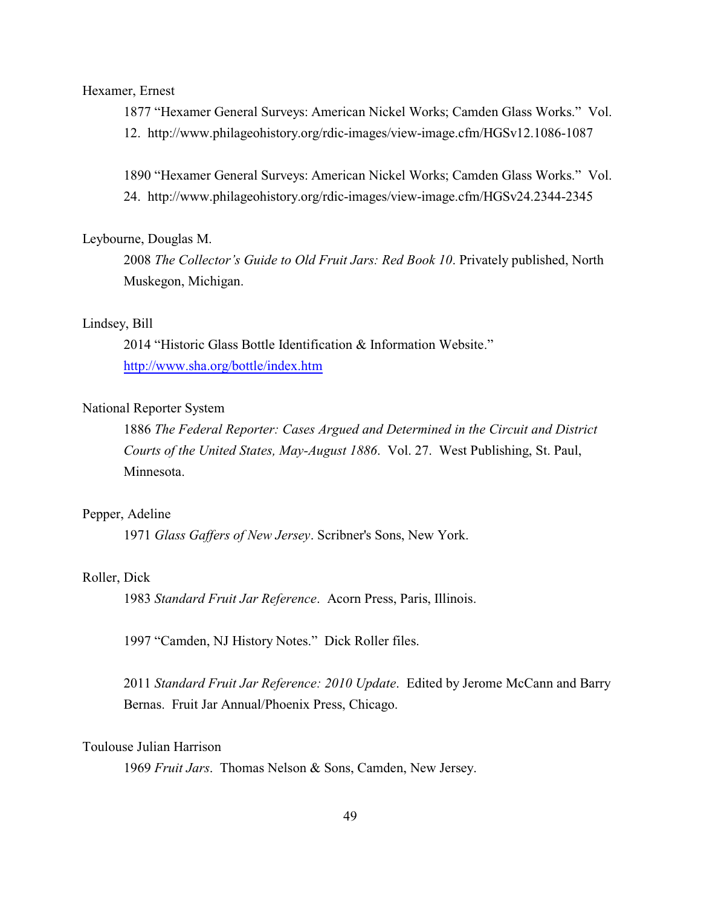Hexamer, Ernest

1877 "Hexamer General Surveys: American Nickel Works; Camden Glass Works." Vol. 12. http://www.philageohistory.org/rdic-images/view-image.cfm/HGSv12.1086-1087

1890 "Hexamer General Surveys: American Nickel Works; Camden Glass Works." Vol. 24. http://www.philageohistory.org/rdic-images/view-image.cfm/HGSv24.2344-2345

Leybourne, Douglas M.

2008 *The Collector's Guide to Old Fruit Jars: Red Book 10*. Privately published, North Muskegon, Michigan.

Lindsey, Bill

2014 "Historic Glass Bottle Identification & Information Website." http://www.sha.org/bottle/index.htm

National Reporter System

1886 *The Federal Reporter: Cases Argued and Determined in the Circuit and District Courts of the United States, May-August 1886*. Vol. 27. West Publishing, St. Paul, Minnesota.

Pepper, Adeline

1971 *Glass Gaffers of New Jersey*. Scribner's Sons, New York.

Roller, Dick

1983 *Standard Fruit Jar Reference*. Acorn Press, Paris, Illinois.

1997 "Camden, NJ History Notes." Dick Roller files.

2011 *Standard Fruit Jar Reference: 2010 Update*. Edited by Jerome McCann and Barry Bernas. Fruit Jar Annual/Phoenix Press, Chicago.

Toulouse Julian Harrison

1969 *Fruit Jars*. Thomas Nelson & Sons, Camden, New Jersey.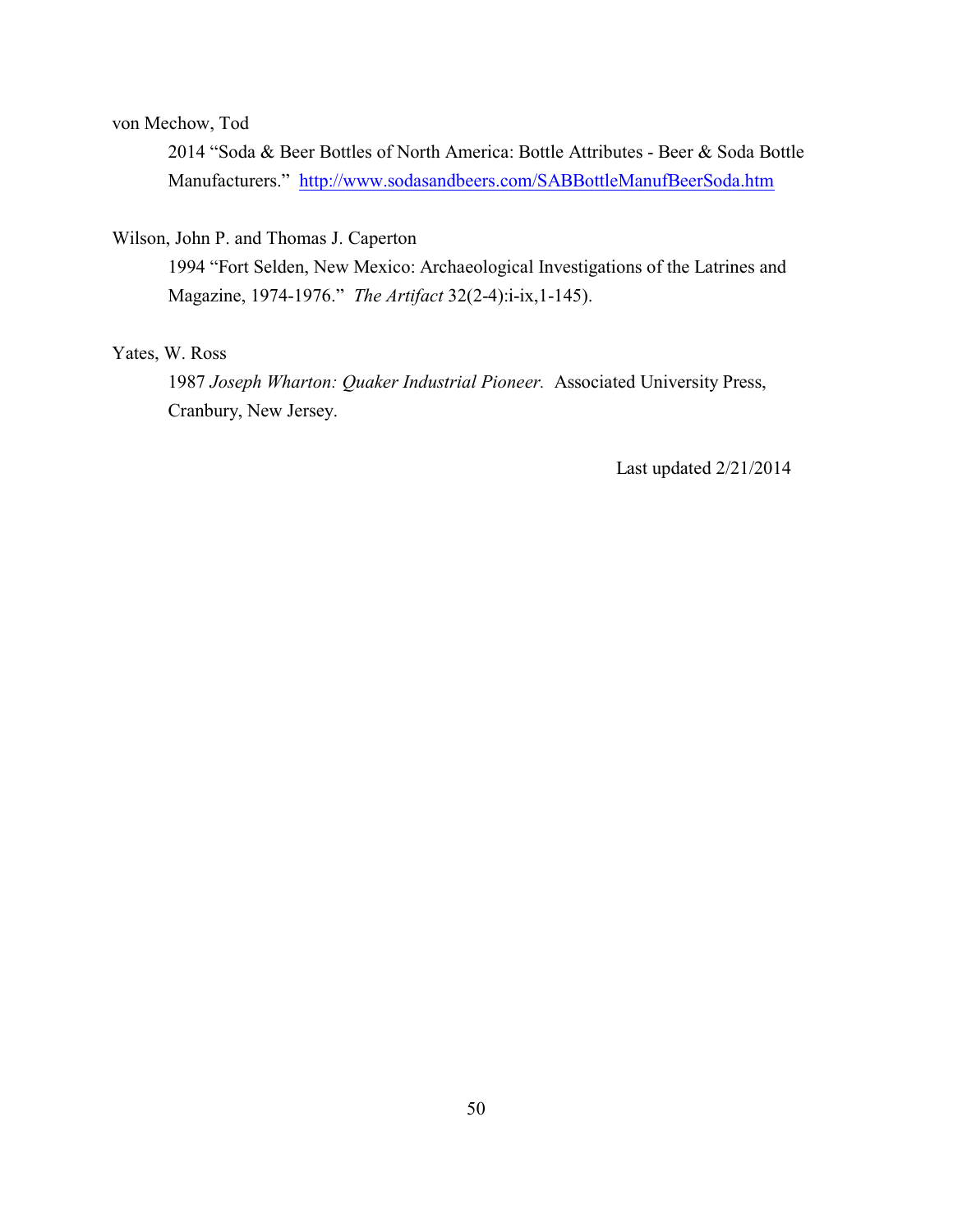von Mechow, Tod

2014 "Soda & Beer Bottles of North America: Bottle Attributes - Beer & Soda Bottle Manufacturers." http://www.sodasandbeers.com/SABBottleManufBeerSoda.htm

Wilson, John P. and Thomas J. Caperton

1994 "Fort Selden, New Mexico: Archaeological Investigations of the Latrines and Magazine, 1974-1976." *The Artifact* 32(2-4):i-ix,1-145).

Yates, W. Ross

1987 *Joseph Wharton: Quaker Industrial Pioneer.* Associated University Press, Cranbury, New Jersey.

Last updated 2/21/2014